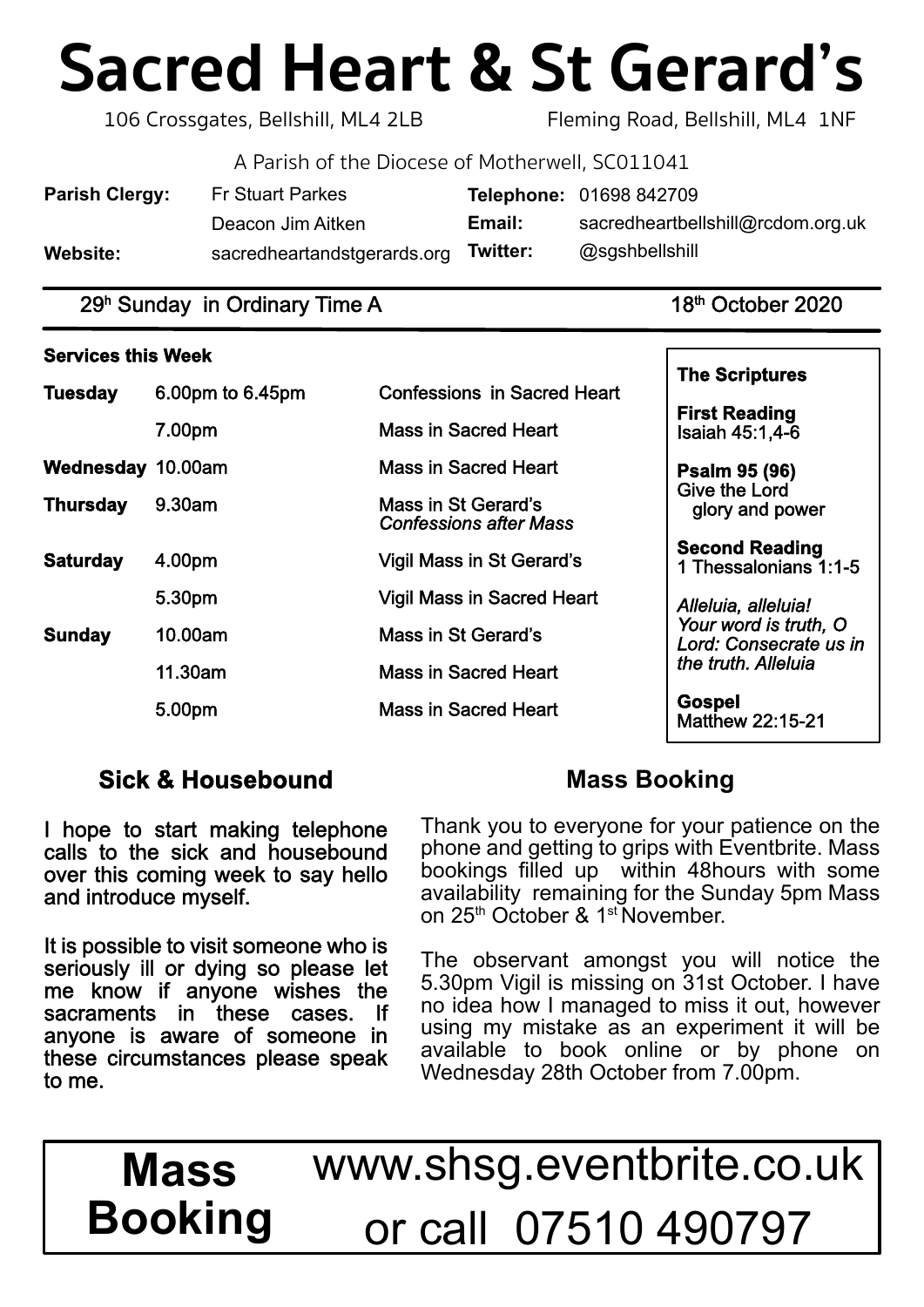# Sacred Heart & St Gerard's

106 Crossgates, Bellshill, ML4 2LB | Fleming Road, Bellshill, ML4 1NF

A Parish of the Diocese of Motherwell, SC011041

| | | | |
|---|---|---|---|
| **Parish Clergy:** | Fr Stuart Parkes | **Telephone:** | 01698 842709 |
| | Deacon Jim Aitken | **Email:** | sacredheartbellshill@rcdom.org.uk |
| **Website:** | sacredheartandstgerards.org | **Twitter:** | @sgshbellshill |

29h Sunday in Ordinary Time A — 18th October 2020

**Services this Week**

| | | |
|---|---|---|
| **Tuesday** | 6.00pm to 6.45pm | Confessions in Sacred Heart |
| | 7.00pm | Mass in Sacred Heart |
| **Wednesday** | 10.00am | Mass in Sacred Heart |
| **Thursday** | 9.30am | Mass in St Gerard's *Confessions after Mass* |
| **Saturday** | 4.00pm | Vigil Mass in St Gerard's |
| | 5.30pm | Vigil Mass in Sacred Heart |
| **Sunday** | 10.00am | Mass in St Gerard's |
| | 11.30am | Mass in Sacred Heart |
| | 5.00pm | Mass in Sacred Heart |

**The Scriptures**

**First Reading**
Isaiah 45:1,4-6

**Psalm 95 (96)**
Give the Lord glory and power

**Second Reading**
1 Thessalonians 1:1-5

*Alleluia, alleluia! Your word is truth, O Lord: Consecrate us in the truth. Alleluia*

**Gospel**
Matthew 22:15-21

## Sick & Housebound

I hope to start making telephone calls to the sick and housebound over this coming week to say hello and introduce myself.

It is possible to visit someone who is seriously ill or dying so please let me know if anyone wishes the sacraments in these cases. If anyone is aware of someone in these circumstances please speak to me.

## Mass Booking

Thank you to everyone for your patience on the phone and getting to grips with Eventbrite. Mass bookings filled up within 48hours with some availability remaining for the Sunday 5pm Mass on 25th October & 1st November.

The observant amongst you will notice the 5.30pm Vigil is missing on 31st October. I have no idea how I managed to miss it out, however using my mistake as an experiment it will be available to book online or by phone on Wednesday 28th October from 7.00pm.

**Mass Booking** www.shsg.eventbrite.co.uk or call 07510 490797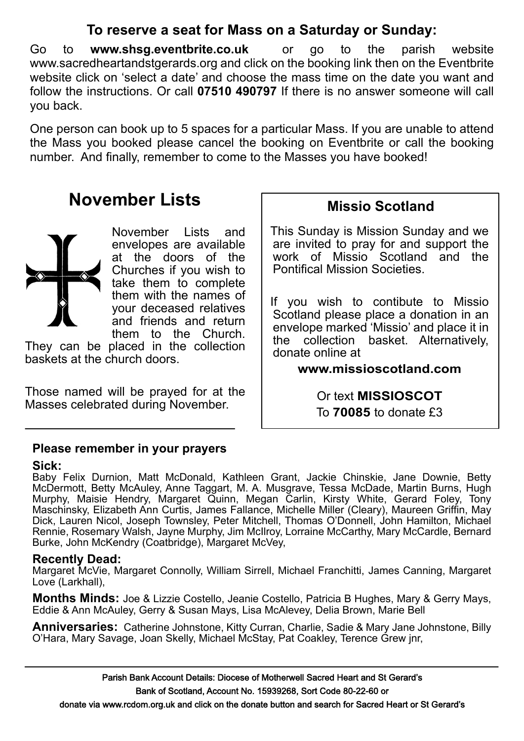### To reserve a seat for Mass on a Saturday or Sunday:

Go to **www.shsg.eventbrite.co.uk** or go to the parish website www.sacredheartandstgerards.org and click on the booking link then on the Eventbrite website click on 'select a date' and choose the mass time on the date you want and follow the instructions. Or call **07510 490797** If there is no answer someone will call you back.

One person can book up to 5 spaces for a particular Mass. If you are unable to attend the Mass you booked please cancel the booking on Eventbrite or call the booking number. And finally, remember to come to the Masses you have booked!

## November Lists

November Lists and envelopes are available at the doors of the Churches if you wish to take them to complete them with the names of your deceased relatives and friends and return them to the Church. They can be placed in the collection baskets at the church doors.

Those named will be prayed for at the Masses celebrated during November.

### Missio Scotland

This Sunday is Mission Sunday and we are invited to pray for and support the work of Missio Scotland and the Pontifical Mission Societies.

If you wish to contibute to Missio Scotland please place a donation in an envelope marked 'Missio' and place it in the collection basket. Alternatively, donate online at

**www.missioscotland.com**

Or text **MISSIOSCOT**
To **70085** to donate £3

### Please remember in your prayers

**Sick:**
Baby Felix Durnion, Matt McDonald, Kathleen Grant, Jackie Chinskie, Jane Downie, Betty McDermott, Betty McAuley, Anne Taggart, M. A. Musgrave, Tessa McDade, Martin Burns, Hugh Murphy, Maisie Hendry, Margaret Quinn, Megan Carlin, Kirsty White, Gerard Foley, Tony Maschinsky, Elizabeth Ann Curtis, James Fallance, Michelle Miller (Cleary), Maureen Griffin, May Dick, Lauren Nicol, Joseph Townsley, Peter Mitchell, Thomas O'Donnell, John Hamilton, Michael Rennie, Rosemary Walsh, Jayne Murphy, Jim McIlroy, Lorraine McCarthy, Mary McCardle, Bernard Burke, John McKendry (Coatbridge), Margaret McVey,

**Recently Dead:**
Margaret McVie, Margaret Connolly, William Sirrell, Michael Franchitti, James Canning, Margaret Love (Larkhall),

**Months Minds:** Joe & Lizzie Costello, Jeanie Costello, Patricia B Hughes, Mary & Gerry Mays, Eddie & Ann McAuley, Gerry & Susan Mays, Lisa McAlevey, Delia Brown, Marie Bell

**Anniversaries:** Catherine Johnstone, Kitty Curran, Charlie, Sadie & Mary Jane Johnstone, Billy O'Hara, Mary Savage, Joan Skelly, Michael McStay, Pat Coakley, Terence Grew jnr,

Parish Bank Account Details: Diocese of Motherwell Sacred Heart and St Gerard's
Bank of Scotland, Account No. 15939268, Sort Code 80-22-60 or
donate via www.rcdom.org.uk and click on the donate button and search for Sacred Heart or St Gerard's